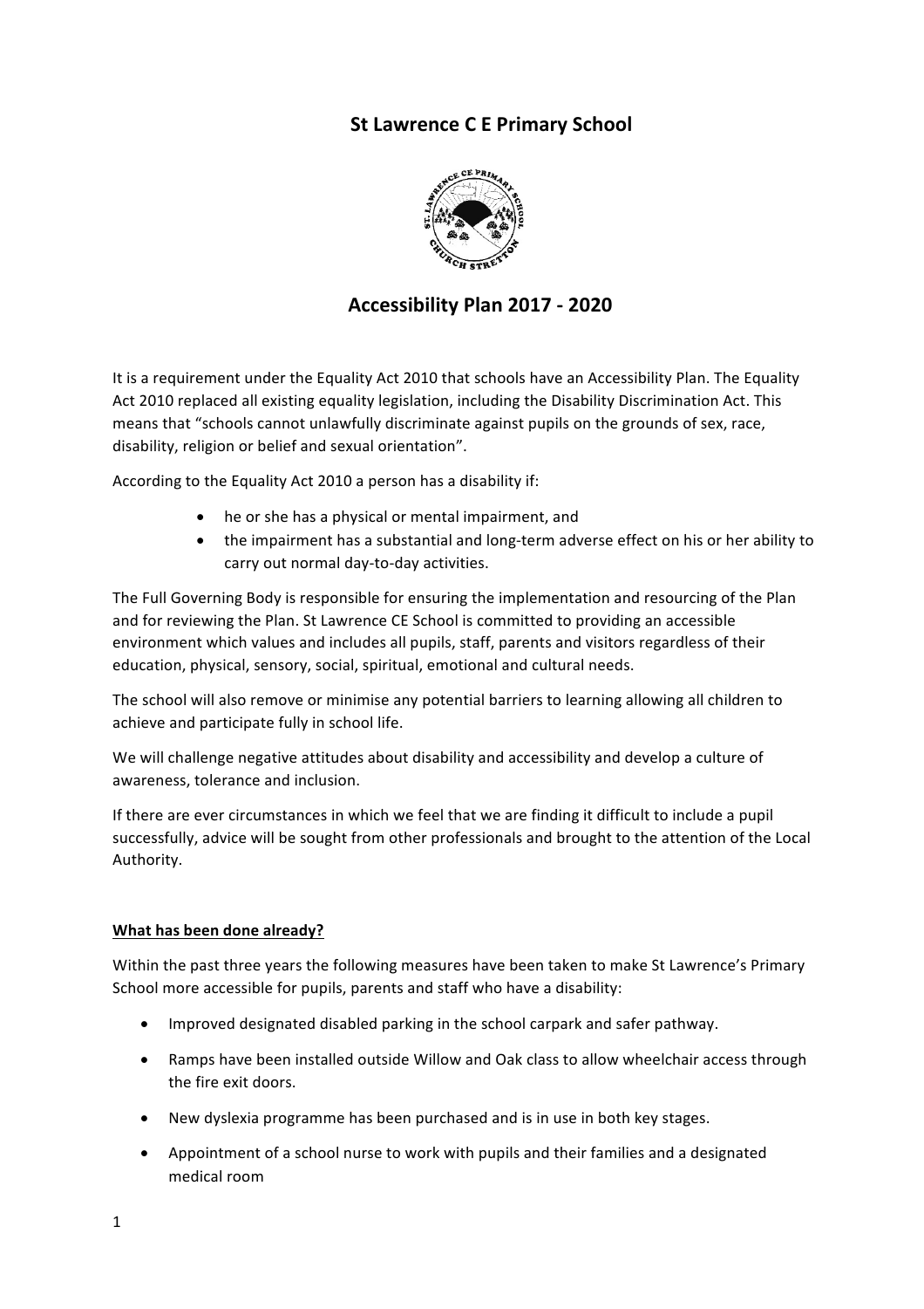# St Lawrence C E Primary School

## Accessibility Plan 2017 - 2020

It is a requirement under the Equality Act 2010 that schools have an Accessibility Plan. The Equality Act 2010 replaced all existing equality legislation, including the Disability Discrimination Act. This means that "schools cannot unlawfully discriminate against pupils on the grounds of sex, race, disability, religion or belief and sexual orientation".

According to the Equality Act 2010 a person has a disability if:

- he or she has a physical or mental impairment, and
- the impairment has a substantial and long-term adverse effect on his or her ability to carry out normal day-to-day activities.

The Full Governing Body is responsible for ensuring the implementation and resourcing of the Plan and for reviewing the Plan. St Lawrence CE School is committed to providing an accessible environment which values and includes all pupils, staff, parents and visitors regardless of their education, physical, sensory, social, spiritual, emotional and cultural needs.

The school will also remove or minimise any potential barriers to learning allowing all children to achieve and participate fully in school life.

We will challenge negative attitudes about disability and accessibility and develop a culture of awareness, tolerance and inclusion.

If there are ever circumstances in which we feel that we are finding it difficult to include a pupil successfully, advice will be sought from other professionals and brought to the attention of the Local Authority.

**<u>What has been done already?</u>**

Within the past three years the following measures have been taken to make St Lawrence's Primary School more accessible for pupils, parents and staff who have a disability:

- Improved designated disabled parking in the school carpark and safer pathway.
- Ramps have been installed outside Willow and Oak class to allow wheelchair access through the fire exit doors.
- New dyslexia programme has been purchased and is in use in both key stages.
- Appointment of a school nurse to work with pupils and their families and a designated medical room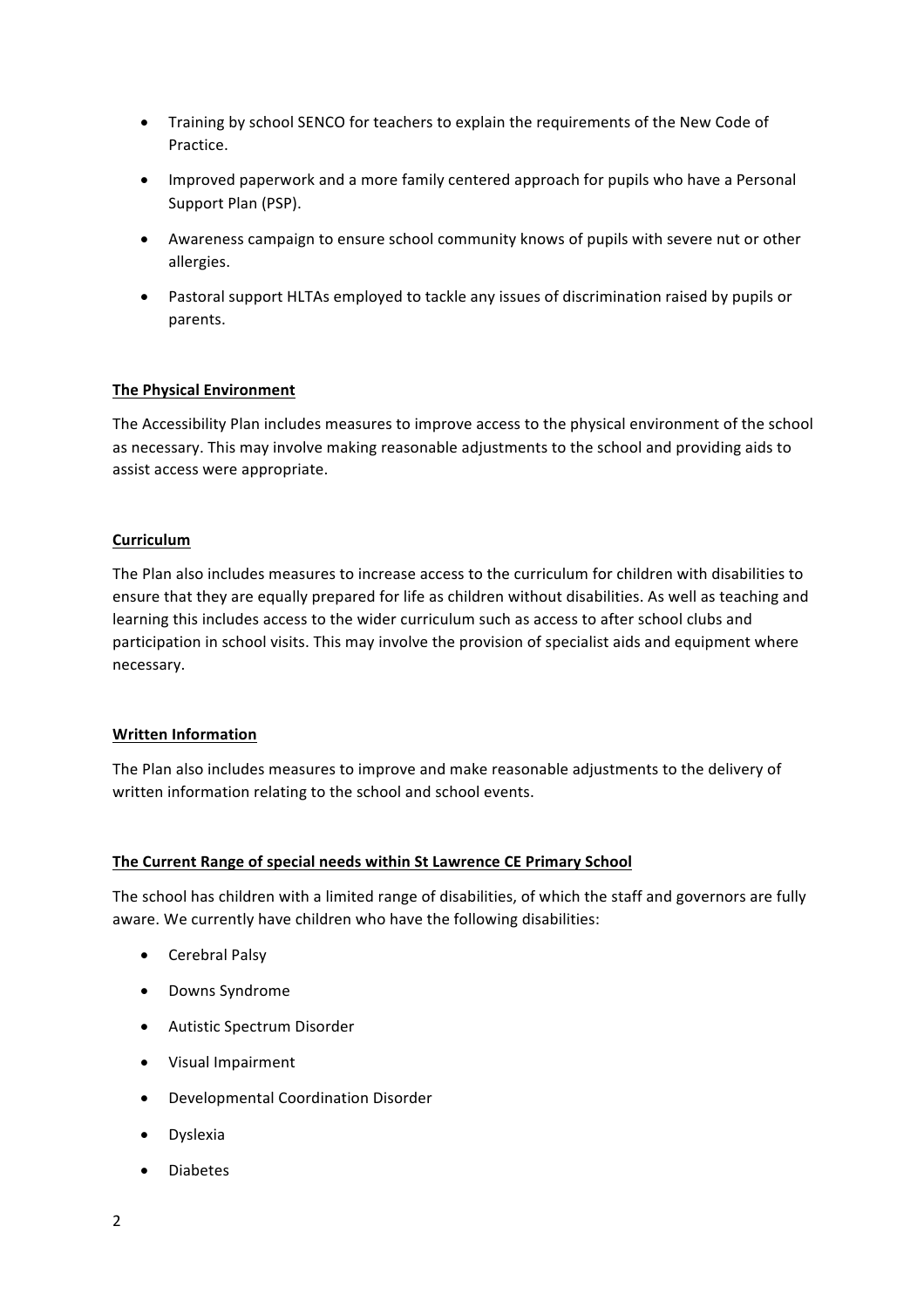- Training by school SENCO for teachers to explain the requirements of the New Code of Practice.
- Improved paperwork and a more family centered approach for pupils who have a Personal Support Plan (PSP).
- Awareness campaign to ensure school community knows of pupils with severe nut or other allergies.
- Pastoral support HLTAs employed to tackle any issues of discrimination raised by pupils or parents.

**The Physical Environment**

The Accessibility Plan includes measures to improve access to the physical environment of the school as necessary. This may involve making reasonable adjustments to the school and providing aids to assist access were appropriate.

**Curriculum**

The Plan also includes measures to increase access to the curriculum for children with disabilities to ensure that they are equally prepared for life as children without disabilities. As well as teaching and learning this includes access to the wider curriculum such as access to after school clubs and participation in school visits. This may involve the provision of specialist aids and equipment where necessary.

**Written Information**

The Plan also includes measures to improve and make reasonable adjustments to the delivery of written information relating to the school and school events.

**The Current Range of special needs within St Lawrence CE Primary School**

The school has children with a limited range of disabilities, of which the staff and governors are fully aware. We currently have children who have the following disabilities:

- Cerebral Palsy
- Downs Syndrome
- Autistic Spectrum Disorder
- Visual Impairment
- Developmental Coordination Disorder
- Dyslexia
- Diabetes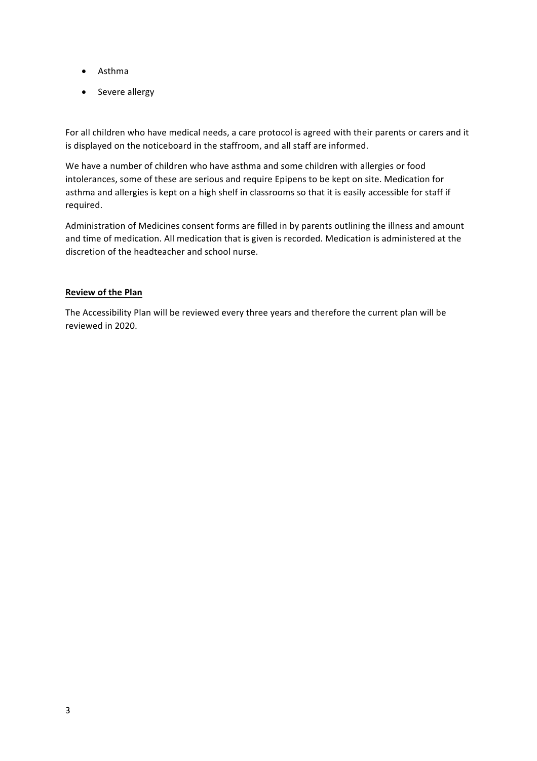- Asthma
- Severe allergy

For all children who have medical needs, a care protocol is agreed with their parents or carers and it is displayed on the noticeboard in the staffroom, and all staff are informed.

We have a number of children who have asthma and some children with allergies or food intolerances, some of these are serious and require Epipens to be kept on site. Medication for asthma and allergies is kept on a high shelf in classrooms so that it is easily accessible for staff if required.

Administration of Medicines consent forms are filled in by parents outlining the illness and amount and time of medication. All medication that is given is recorded. Medication is administered at the discretion of the headteacher and school nurse.

**Review of the Plan**

The Accessibility Plan will be reviewed every three years and therefore the current plan will be reviewed in 2020.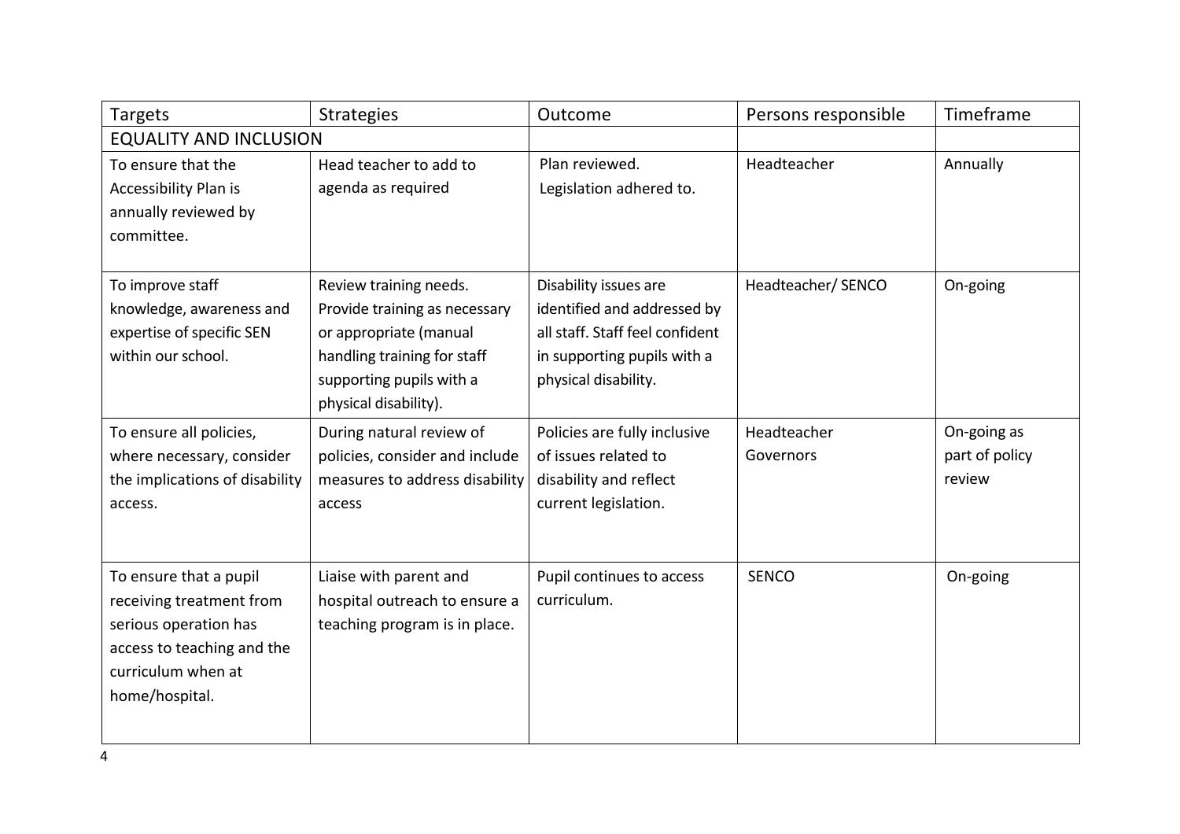| Targets | Strategies | Outcome | Persons responsible | Timeframe |
|---|---|---|---|---|
| EQUALITY AND INCLUSION | | | | |
| To ensure that the Accessibility Plan is annually reviewed by committee. | Head teacher to add to agenda as required | Plan reviewed. Legislation adhered to. | Headteacher | Annually |
| To improve staff knowledge, awareness and expertise of specific SEN within our school. | Review training needs. Provide training as necessary or appropriate (manual handling training for staff supporting pupils with a physical disability). | Disability issues are identified and addressed by all staff. Staff feel confident in supporting pupils with a physical disability. | Headteacher/ SENCO | On-going |
| To ensure all policies, where necessary, consider the implications of disability access. | During natural review of policies, consider and include measures to address disability access | Policies are fully inclusive of issues related to disability and reflect current legislation. | Headteacher Governors | On-going as part of policy review |
| To ensure that a pupil receiving treatment from serious operation has access to teaching and the curriculum when at home/hospital. | Liaise with parent and hospital outreach to ensure a teaching program is in place. | Pupil continues to access curriculum. | SENCO | On-going |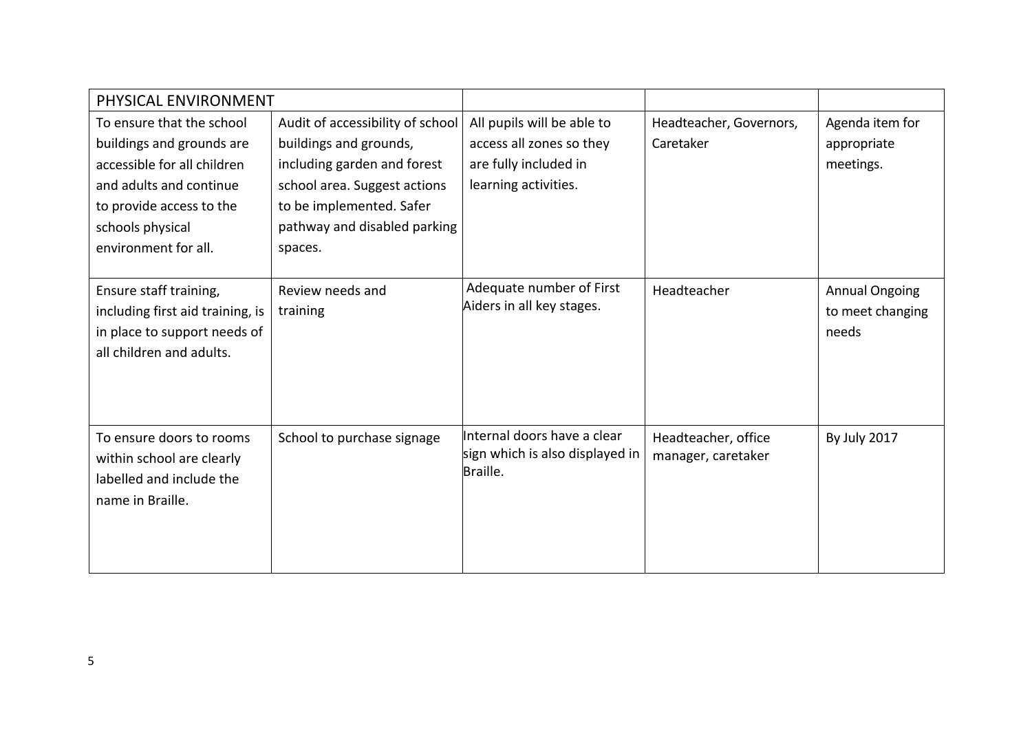| PHYSICAL ENVIRONMENT | | | | |
|---|---|---|---|---|
| To ensure that the school buildings and grounds are accessible for all children and adults and continue to provide access to the schools physical environment for all. | Audit of accessibility of school buildings and grounds, including garden and forest school area. Suggest actions to be implemented. Safer pathway and disabled parking spaces. | All pupils will be able to access all zones so they are fully included in learning activities. | Headteacher, Governors, Caretaker | Agenda item for appropriate meetings. |
| Ensure staff training, including first aid training, is in place to support needs of all children and adults. | Review needs and training | Adequate number of First Aiders in all key stages. | Headteacher | Annual Ongoing to meet changing needs |
| To ensure doors to rooms within school are clearly labelled and include the name in Braille. | School to purchase signage | Internal doors have a clear sign which is also displayed in Braille. | Headteacher, office manager, caretaker | By July 2017 |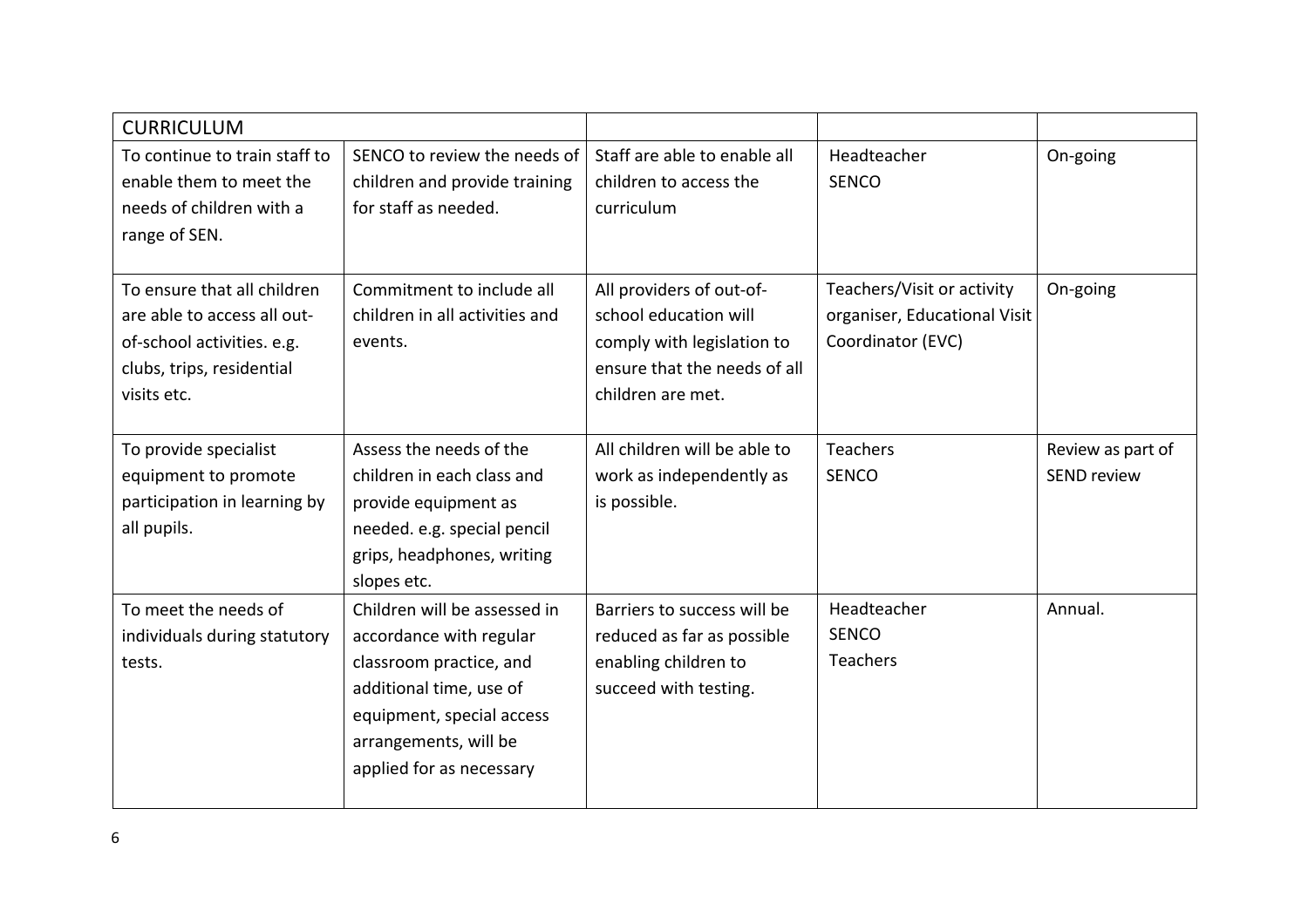| CURRICULUM | | | | |
|---|---|---|---|---|
| To continue to train staff to enable them to meet the needs of children with a range of SEN. | SENCO to review the needs of children and provide training for staff as needed. | Staff are able to enable all children to access the curriculum | Headteacher<br>SENCO | On-going |
| To ensure that all children are able to access all out-of-school activities. e.g. clubs, trips, residential visits etc. | Commitment to include all children in all activities and events. | All providers of out-of-school education will comply with legislation to ensure that the needs of all children are met. | Teachers/Visit or activity organiser, Educational Visit Coordinator (EVC) | On-going |
| To provide specialist equipment to promote participation in learning by all pupils. | Assess the needs of the children in each class and provide equipment as needed. e.g. special pencil grips, headphones, writing slopes etc. | All children will be able to work as independently as is possible. | Teachers<br>SENCO | Review as part of SEND review |
| To meet the needs of individuals during statutory tests. | Children will be assessed in accordance with regular classroom practice, and additional time, use of equipment, special access arrangements, will be applied for as necessary | Barriers to success will be reduced as far as possible enabling children to succeed with testing. | Headteacher<br>SENCO<br>Teachers | Annual. |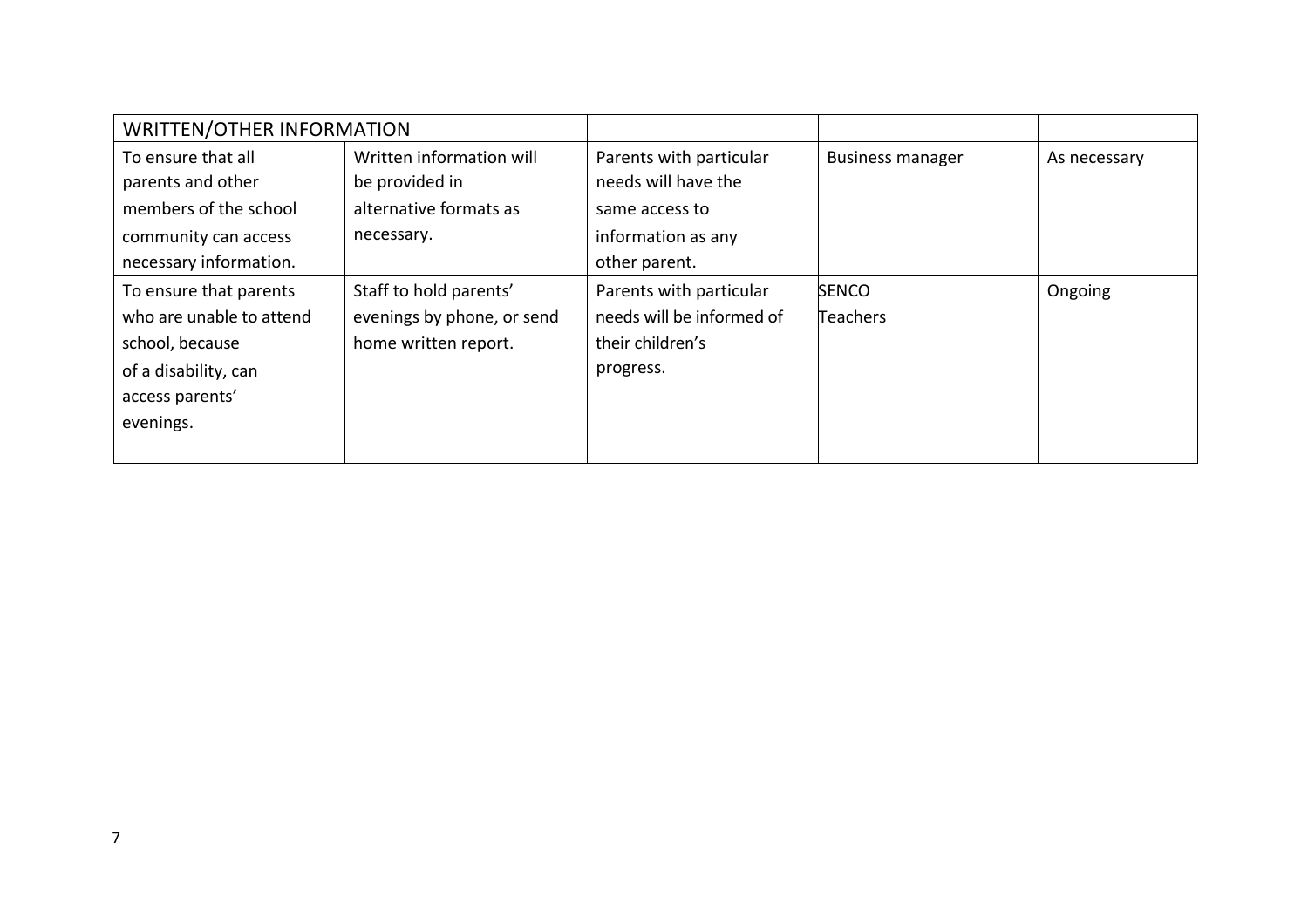| | | | | |
|---|---|---|---|---|
| WRITTEN/OTHER INFORMATION | | | | |
| To ensure that all parents and other members of the school community can access necessary information. | Written information will be provided in alternative formats as necessary. | Parents with particular needs will have the same access to information as any other parent. | Business manager | As necessary |
| To ensure that parents who are unable to attend school, because of a disability, can access parents' evenings. | Staff to hold parents' evenings by phone, or send home written report. | Parents with particular needs will be informed of their children's progress. | SENCO<br>Teachers | Ongoing |